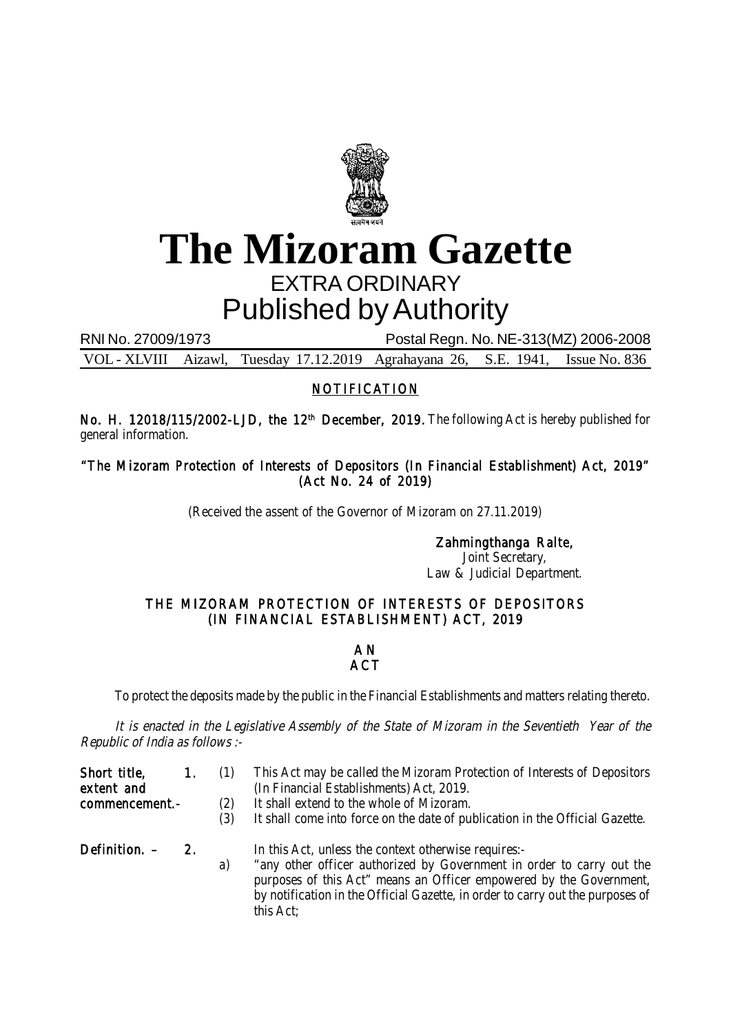# The Mizoram Gazette

## EXTRA ORDINARY

## Published by Authority

RNI No. 27009/1973 Postal Regn. No. NE-313(MZ) 2006-2008

VOL - XLVIII Aizawl, Tuesday 17.12.2019 Agrahayana 26, S.E. 1941, Issue No. 836

### NOTIFICATION

**No. H. 12018/115/2002-LJD, the 12th December, 2019.** The following Act is hereby published for general information.

**"The Mizoram Protection of Interests of Depositors (In Financial Establishment) Act, 2019" (Act No. 24 of 2019)**

(Received the assent of the Governor of Mizoram on 27.11.2019)

**Zahmingthanga Ralte,**
Joint Secretary,
Law & Judicial Department.

### THE MIZORAM PROTECTION OF INTERESTS OF DEPOSITORS (IN FINANCIAL ESTABLISHMENT) ACT, 2019

### AN ACT

To protect the deposits made by the public in the Financial Establishments and matters relating thereto.

*It is enacted in the Legislative Assembly of the State of Mizoram in the Seventieth Year of the Republic of India as follows :-*

**Short title, extent and commencement.-** **1.** (1) This Act may be called the Mizoram Protection of Interests of Depositors (In Financial Establishments) Act, 2019.

(2) It shall extend to the whole of Mizoram.

(3) It shall come into force on the date of publication in the Official Gazette.

**Definition. –** **2.** In this Act, unless the context otherwise requires:-

a) "any other officer authorized by Government in order to carry out the purposes of this Act" means an Officer empowered by the Government, by notification in the Official Gazette, in order to carry out the purposes of this Act;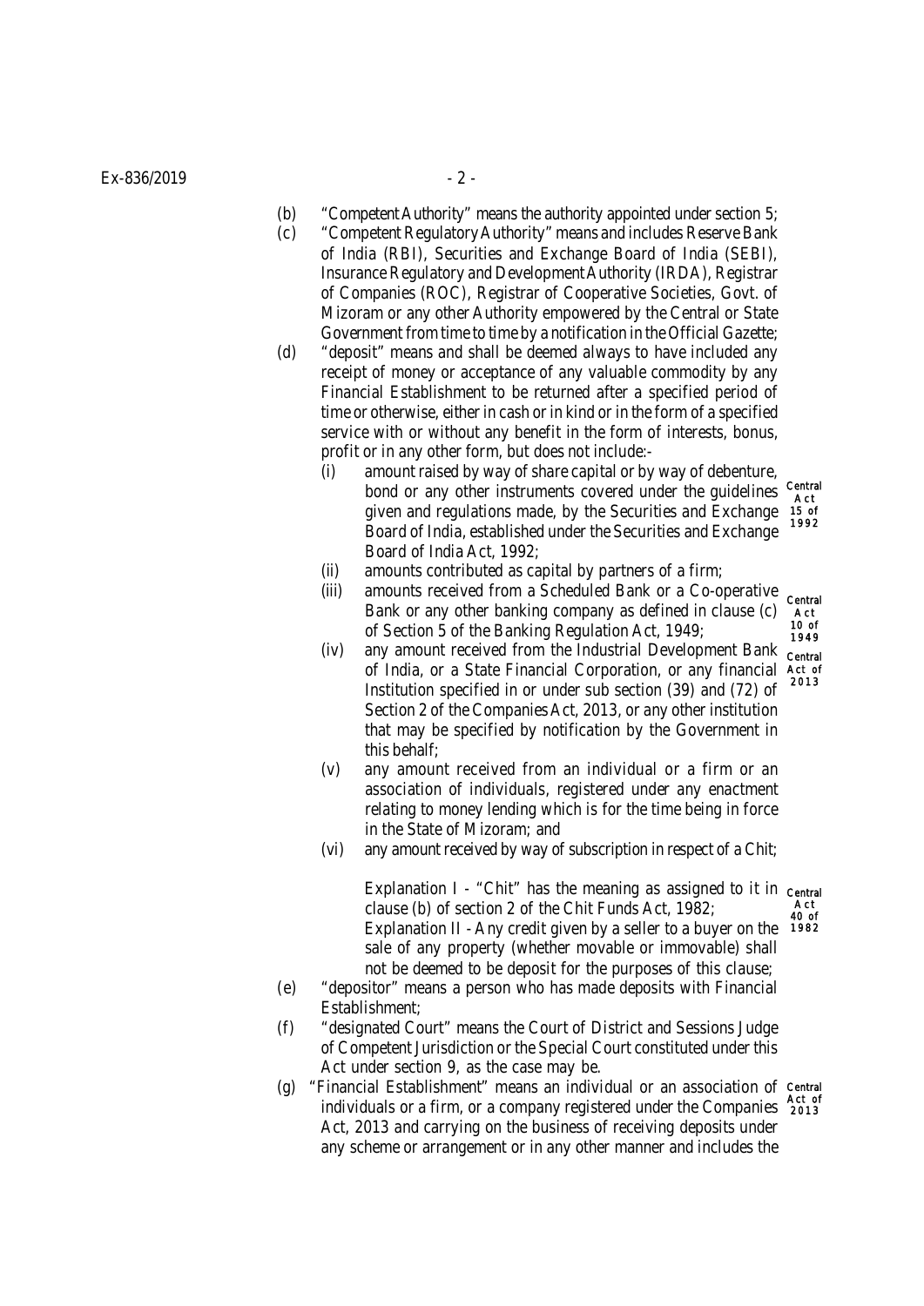(b) "Competent Authority" means the authority appointed under section 5;

(c) "Competent Regulatory Authority" means and includes Reserve Bank of India (RBI), Securities and Exchange Board of India (SEBI), Insurance Regulatory and Development Authority (IRDA), Registrar of Companies (ROC), Registrar of Cooperative Societies, Govt. of Mizoram or any other Authority empowered by the Central or State Government from time to time by a notification in the Official Gazette;

(d) "deposit" means and shall be deemed always to have included any receipt of money or acceptance of any valuable commodity by any Financial Establishment to be returned after a specified period of time or otherwise, either in cash or in kind or in the form of a specified service with or without any benefit in the form of interests, bonus, profit or in any other form, but does not include:-

(i) amount raised by way of share capital or by way of debenture, bond or any other instruments covered under the guidelines given and regulations made, by the Securities and Exchange Board of India, established under the Securities and Exchange Board of India Act, 1992; *Central Act 15 of 1992*

(ii) amounts contributed as capital by partners of a firm;

(iii) amounts received from a Scheduled Bank or a Co-operative Bank or any other banking company as defined in clause (c) of Section 5 of the Banking Regulation Act, 1949; *Central Act 10 of 1949*

(iv) any amount received from the Industrial Development Bank of India, or a State Financial Corporation, or any financial Institution specified in or under sub section (39) and (72) of Section 2 of the Companies Act, 2013, or any other institution that may be specified by notification by the Government in this behalf; *Central Act of 2013*

(v) any amount received from an individual or a firm or an association of individuals, registered under any enactment relating to money lending which is for the time being in force in the State of Mizoram; and

(vi) any amount received by way of subscription in respect of a Chit;

Explanation I - "Chit" has the meaning as assigned to it in clause (b) of section 2 of the Chit Funds Act, 1982; *Central Act 40 of 1982*

Explanation II - Any credit given by a seller to a buyer on the sale of any property (whether movable or immovable) shall not be deemed to be deposit for the purposes of this clause;

(e) "depositor" means a person who has made deposits with Financial Establishment;

(f) "designated Court" means the Court of District and Sessions Judge of Competent Jurisdiction or the Special Court constituted under this Act under section 9, as the case may be.

(g) "Financial Establishment" means an individual or an association of individuals or a firm, or a company registered under the Companies Act, 2013 and carrying on the business of receiving deposits under any scheme or arrangement or in any other manner and includes the *Central Act of 2013*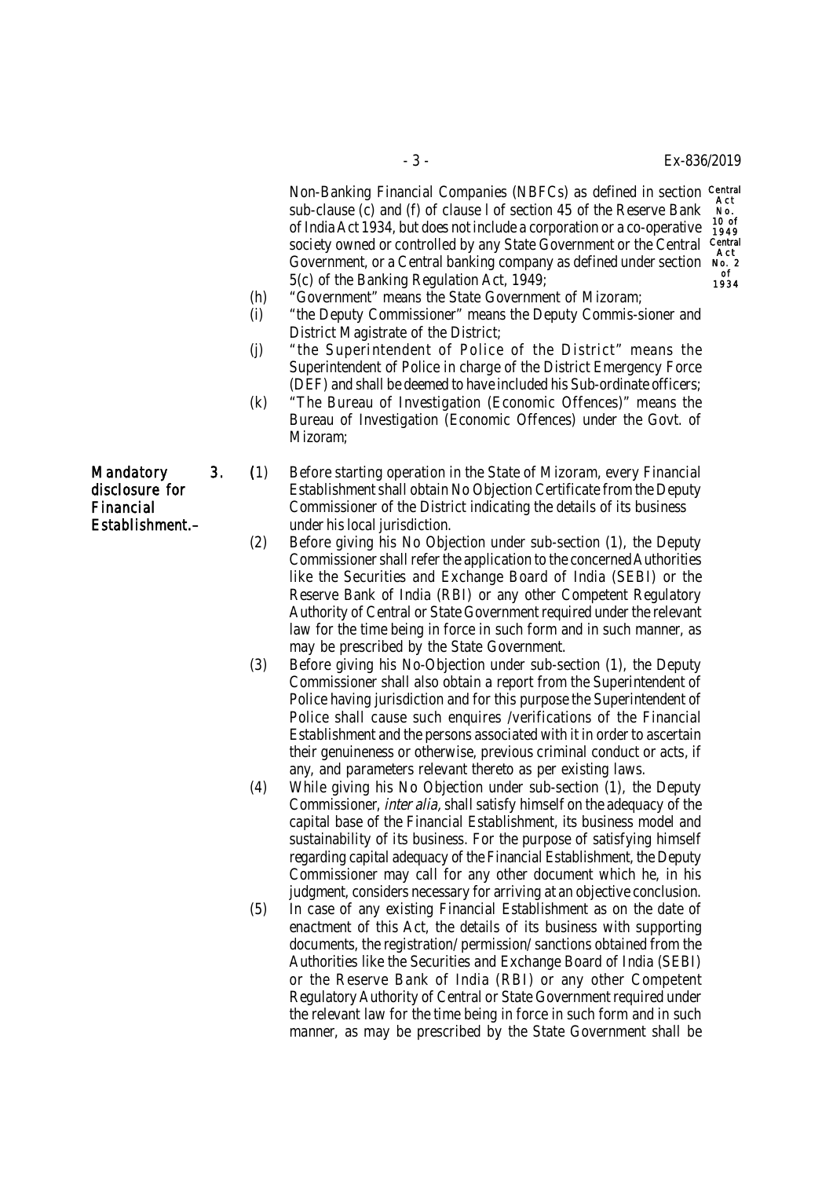Non-Banking Financial Companies (NBFCs) as defined in section sub-clause (c) and (f) of clause I of section 45 of the Reserve Bank of India Act 1934, but does not include a corporation or a co-operative society owned or controlled by any State Government or the Central Government, or a Central banking company as defined under section 5(c) of the Banking Regulation Act, 1949;

Central Act No. 10 of 1949

Central Act No. 2 of 1934

(h) "Government" means the State Government of Mizoram;

(i) "the Deputy Commissioner" means the Deputy Commis-sioner and District Magistrate of the District;

(j) "the Superintendent of Police of the District" means the Superintendent of Police in charge of the District Emergency Force (DEF) and shall be deemed to have included his Sub-ordinate officers;

(k) "The Bureau of Investigation (Economic Offences)" means the Bureau of Investigation (Economic Offences) under the Govt. of Mizoram;

**Mandatory disclosure for Financial Establishment.–**

**3.** (1) Before starting operation in the State of Mizoram, every Financial Establishment shall obtain No Objection Certificate from the Deputy Commissioner of the District indicating the details of its business under his local jurisdiction.

(2) Before giving his No Objection under sub-section (1), the Deputy Commissioner shall refer the application to the concerned Authorities like the Securities and Exchange Board of India (SEBI) or the Reserve Bank of India (RBI) or any other Competent Regulatory Authority of Central or State Government required under the relevant law for the time being in force in such form and in such manner, as may be prescribed by the State Government.

(3) Before giving his No-Objection under sub-section (1), the Deputy Commissioner shall also obtain a report from the Superintendent of Police having jurisdiction and for this purpose the Superintendent of Police shall cause such enquires /verifications of the Financial Establishment and the persons associated with it in order to ascertain their genuineness or otherwise, previous criminal conduct or acts, if any, and parameters relevant thereto as per existing laws.

(4) While giving his No Objection under sub-section (1), the Deputy Commissioner, *inter alia,* shall satisfy himself on the adequacy of the capital base of the Financial Establishment, its business model and sustainability of its business. For the purpose of satisfying himself regarding capital adequacy of the Financial Establishment, the Deputy Commissioner may call for any other document which he, in his judgment, considers necessary for arriving at an objective conclusion.

(5) In case of any existing Financial Establishment as on the date of enactment of this Act, the details of its business with supporting documents, the registration/ permission/ sanctions obtained from the Authorities like the Securities and Exchange Board of India (SEBI) or the Reserve Bank of India (RBI) or any other Competent Regulatory Authority of Central or State Government required under the relevant law for the time being in force in such form and in such manner, as may be prescribed by the State Government shall be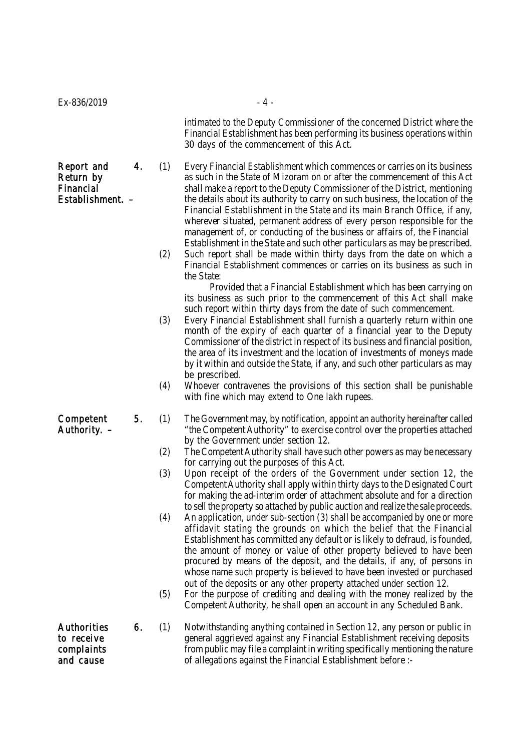intimated to the Deputy Commissioner of the concerned District where the Financial Establishment has been performing its business operations within 30 days of the commencement of this Act.

**Report and Return by Financial Establishment. –**

**4.** (1) Every Financial Establishment which commences or carries on its business as such in the State of Mizoram on or after the commencement of this Act shall make a report to the Deputy Commissioner of the District, mentioning the details about its authority to carry on such business, the location of the Financial Establishment in the State and its main Branch Office, if any, wherever situated, permanent address of every person responsible for the management of, or conducting of the business or affairs of, the Financial Establishment in the State and such other particulars as may be prescribed.

(2) Such report shall be made within thirty days from the date on which a Financial Establishment commences or carries on its business as such in the State:

Provided that a Financial Establishment which has been carrying on its business as such prior to the commencement of this Act shall make such report within thirty days from the date of such commencement.

(3) Every Financial Establishment shall furnish a quarterly return within one month of the expiry of each quarter of a financial year to the Deputy Commissioner of the district in respect of its business and financial position, the area of its investment and the location of investments of moneys made by it within and outside the State, if any, and such other particulars as may be prescribed.

(4) Whoever contravenes the provisions of this section shall be punishable with fine which may extend to One lakh rupees.

**Competent Authority. –**

**5.** (1) The Government may, by notification, appoint an authority hereinafter called "the Competent Authority" to exercise control over the properties attached by the Government under section 12.

(2) The Competent Authority shall have such other powers as may be necessary for carrying out the purposes of this Act.

(3) Upon receipt of the orders of the Government under section 12, the Competent Authority shall apply within thirty days to the Designated Court for making the ad-interim order of attachment absolute and for a direction to sell the property so attached by public auction and realize the sale proceeds.

(4) An application, under sub-section (3) shall be accompanied by one or more affidavit stating the grounds on which the belief that the Financial Establishment has committed any default or is likely to defraud, is founded, the amount of money or value of other property believed to have been procured by means of the deposit, and the details, if any, of persons in whose name such property is believed to have been invested or purchased out of the deposits or any other property attached under section 12.

(5) For the purpose of crediting and dealing with the money realized by the Competent Authority, he shall open an account in any Scheduled Bank.

**Authorities to receive complaints and cause**

**6.** (1) Notwithstanding anything contained in Section 12, any person or public in general aggrieved against any Financial Establishment receiving deposits from public may file a complaint in writing specifically mentioning the nature of allegations against the Financial Establishment before :-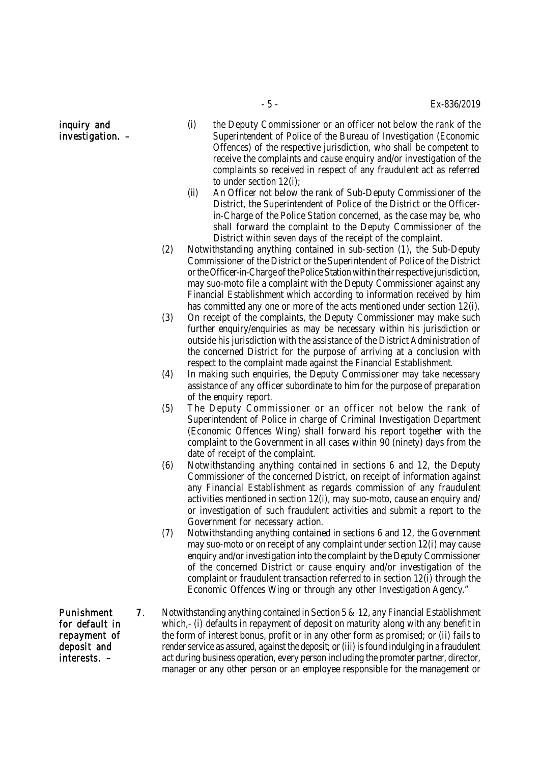*inquiry and investigation. –*

(i) the Deputy Commissioner or an officer not below the rank of the Superintendent of Police of the Bureau of Investigation (Economic Offences) of the respective jurisdiction, who shall be competent to receive the complaints and cause enquiry and/or investigation of the complaints so received in respect of any fraudulent act as referred to under section 12(i);

(ii) An Officer not below the rank of Sub-Deputy Commissioner of the District, the Superintendent of Police of the District or the Officer-in-Charge of the Police Station concerned, as the case may be, who shall forward the complaint to the Deputy Commissioner of the District within seven days of the receipt of the complaint.

(2) Notwithstanding anything contained in sub-section (1), the Sub-Deputy Commissioner of the District or the Superintendent of Police of the District or the Officer-in-Charge of the Police Station within their respective jurisdiction, may suo-moto file a complaint with the Deputy Commissioner against any Financial Establishment which according to information received by him has committed any one or more of the acts mentioned under section 12(i).

(3) On receipt of the complaints, the Deputy Commissioner may make such further enquiry/enquiries as may be necessary within his jurisdiction or outside his jurisdiction with the assistance of the District Administration of the concerned District for the purpose of arriving at a conclusion with respect to the complaint made against the Financial Establishment.

(4) In making such enquiries, the Deputy Commissioner may take necessary assistance of any officer subordinate to him for the purpose of preparation of the enquiry report.

(5) The Deputy Commissioner or an officer not below the rank of Superintendent of Police in charge of Criminal Investigation Department (Economic Offences Wing) shall forward his report together with the complaint to the Government in all cases within 90 (ninety) days from the date of receipt of the complaint.

(6) Notwithstanding anything contained in sections 6 and 12, the Deputy Commissioner of the concerned District, on receipt of information against any Financial Establishment as regards commission of any fraudulent activities mentioned in section 12(i), may suo-moto, cause an enquiry and/or investigation of such fraudulent activities and submit a report to the Government for necessary action.

(7) Notwithstanding anything contained in sections 6 and 12, the Government may suo-moto or on receipt of any complaint under section 12(i) may cause enquiry and/or investigation into the complaint by the Deputy Commissioner of the concerned District or cause enquiry and/or investigation of the complaint or fraudulent transaction referred to in section 12(i) through the Economic Offences Wing or through any other Investigation Agency."

*Punishment for default in repayment of deposit and interests. –*

**7.** Notwithstanding anything contained in Section 5 & 12, any Financial Establishment which,- (i) defaults in repayment of deposit on maturity along with any benefit in the form of interest bonus, profit or in any other form as promised; or (ii) fails to render service as assured, against the deposit; or (iii) is found indulging in a fraudulent act during business operation, every person including the promoter partner, director, manager or any other person or an employee responsible for the management or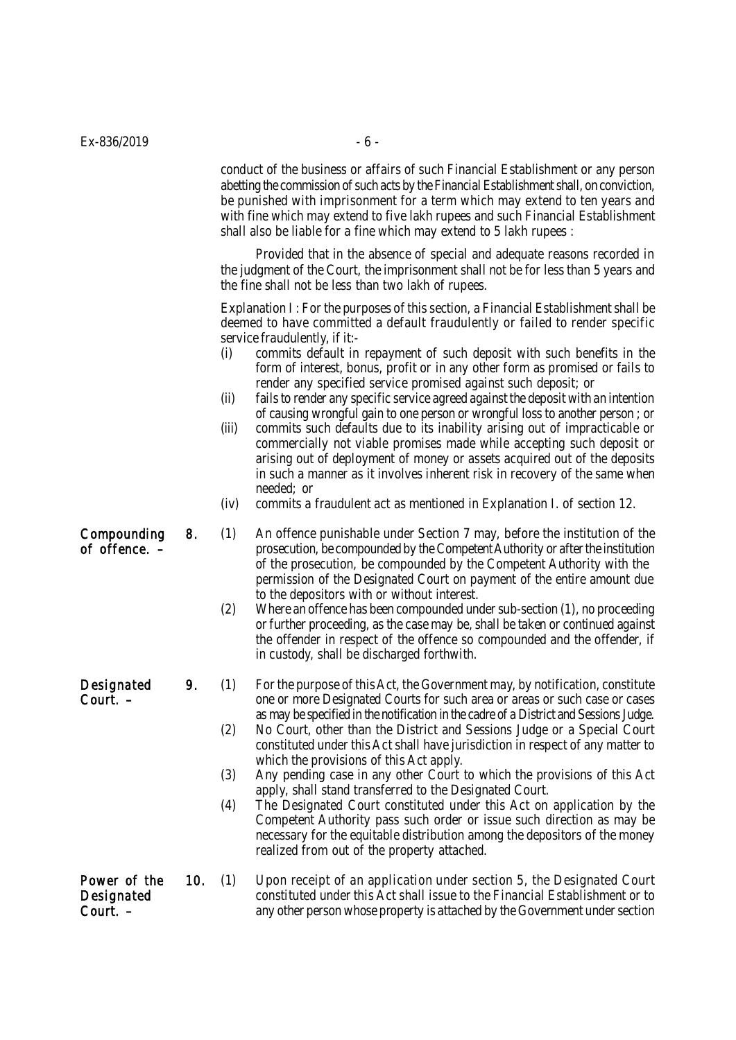conduct of the business or affairs of such Financial Establishment or any person abetting the commission of such acts by the Financial Establishment shall, on conviction, be punished with imprisonment for a term which may extend to ten years and with fine which may extend to five lakh rupees and such Financial Establishment shall also be liable for a fine which may extend to 5 lakh rupees :

Provided that in the absence of special and adequate reasons recorded in the judgment of the Court, the imprisonment shall not be for less than 5 years and the fine shall not be less than two lakh of rupees.

Explanation I : For the purposes of this section, a Financial Establishment shall be deemed to have committed a default fraudulently or failed to render specific service fraudulently, if it:-

(i) commits default in repayment of such deposit with such benefits in the form of interest, bonus, profit or in any other form as promised or fails to render any specified service promised against such deposit; or

(ii) fails to render any specific service agreed against the deposit with an intention of causing wrongful gain to one person or wrongful loss to another person ; or

(iii) commits such defaults due to its inability arising out of impracticable or commercially not viable promises made while accepting such deposit or arising out of deployment of money or assets acquired out of the deposits in such a manner as it involves inherent risk in recovery of the same when needed; or

(iv) commits a fraudulent act as mentioned in Explanation I. of section 12.

**Compounding of offence. –**

**8.** (1) An offence punishable under Section 7 may, before the institution of the prosecution, be compounded by the Competent Authority or after the institution of the prosecution, be compounded by the Competent Authority with the permission of the Designated Court on payment of the entire amount due to the depositors with or without interest.

(2) Where an offence has been compounded under sub-section (1), no proceeding or further proceeding, as the case may be, shall be taken or continued against the offender in respect of the offence so compounded and the offender, if in custody, shall be discharged forthwith.

**Designated Court. –**

**9.** (1) For the purpose of this Act, the Government may, by notification, constitute one or more Designated Courts for such area or areas or such case or cases as may be specified in the notification in the cadre of a District and Sessions Judge.

(2) No Court, other than the District and Sessions Judge or a Special Court constituted under this Act shall have jurisdiction in respect of any matter to which the provisions of this Act apply.

(3) Any pending case in any other Court to which the provisions of this Act apply, shall stand transferred to the Designated Court.

(4) The Designated Court constituted under this Act on application by the Competent Authority pass such order or issue such direction as may be necessary for the equitable distribution among the depositors of the money realized from out of the property attached.

**Power of the Designated Court. –**

**10.** (1) Upon receipt of an application under section 5, the Designated Court constituted under this Act shall issue to the Financial Establishment or to any other person whose property is attached by the Government under section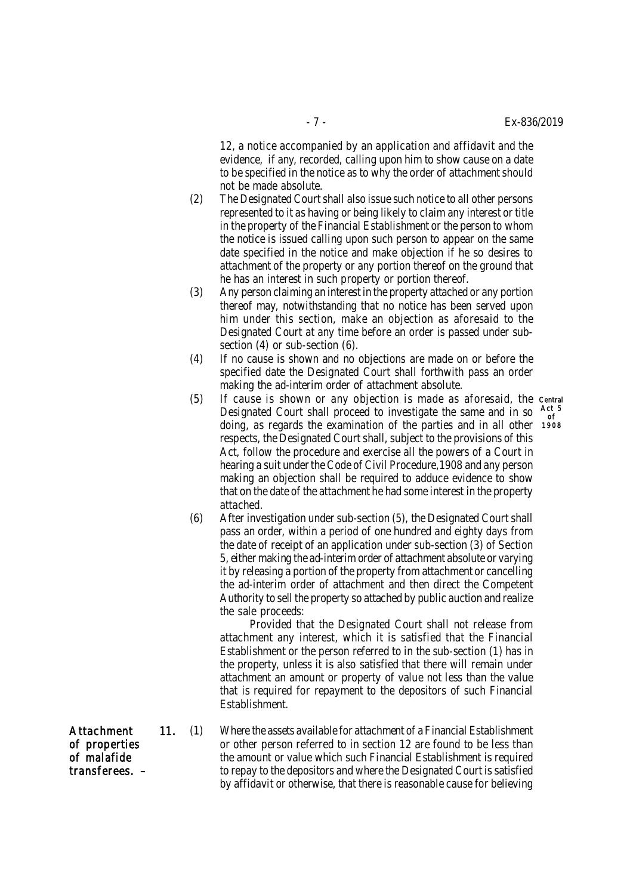12, a notice accompanied by an application and affidavit and the evidence, if any, recorded, calling upon him to show cause on a date to be specified in the notice as to why the order of attachment should not be made absolute.

(2) The Designated Court shall also issue such notice to all other persons represented to it as having or being likely to claim any interest or title in the property of the Financial Establishment or the person to whom the notice is issued calling upon such person to appear on the same date specified in the notice and make objection if he so desires to attachment of the property or any portion thereof on the ground that he has an interest in such property or portion thereof.

(3) Any person claiming an interest in the property attached or any portion thereof may, notwithstanding that no notice has been served upon him under this section, make an objection as aforesaid to the Designated Court at any time before an order is passed under sub-section (4) or sub-section (6).

(4) If no cause is shown and no objections are made on or before the specified date the Designated Court shall forthwith pass an order making the ad-interim order of attachment absolute.

(5) If cause is shown or any objection is made as aforesaid, the Designated Court shall proceed to investigate the same and in so doing, as regards the examination of the parties and in all other respects, the Designated Court shall, subject to the provisions of this Act, follow the procedure and exercise all the powers of a Court in hearing a suit under the Code of Civil Procedure,1908 and any person making an objection shall be required to adduce evidence to show that on the date of the attachment he had some interest in the property attached.

Central Act 5 of 1908

(6) After investigation under sub-section (5), the Designated Court shall pass an order, within a period of one hundred and eighty days from the date of receipt of an application under sub-section (3) of Section 5, either making the ad-interim order of attachment absolute or varying it by releasing a portion of the property from attachment or cancelling the ad-interim order of attachment and then direct the Competent Authority to sell the property so attached by public auction and realize the sale proceeds:

Provided that the Designated Court shall not release from attachment any interest, which it is satisfied that the Financial Establishment or the person referred to in the sub-section (1) has in the property, unless it is also satisfied that there will remain under attachment an amount or property of value not less than the value that is required for repayment to the depositors of such Financial Establishment.

**Attachment of properties of malafide transferees. –**

**11.** (1) Where the assets available for attachment of a Financial Establishment or other person referred to in section 12 are found to be less than the amount or value which such Financial Establishment is required to repay to the depositors and where the Designated Court is satisfied by affidavit or otherwise, that there is reasonable cause for believing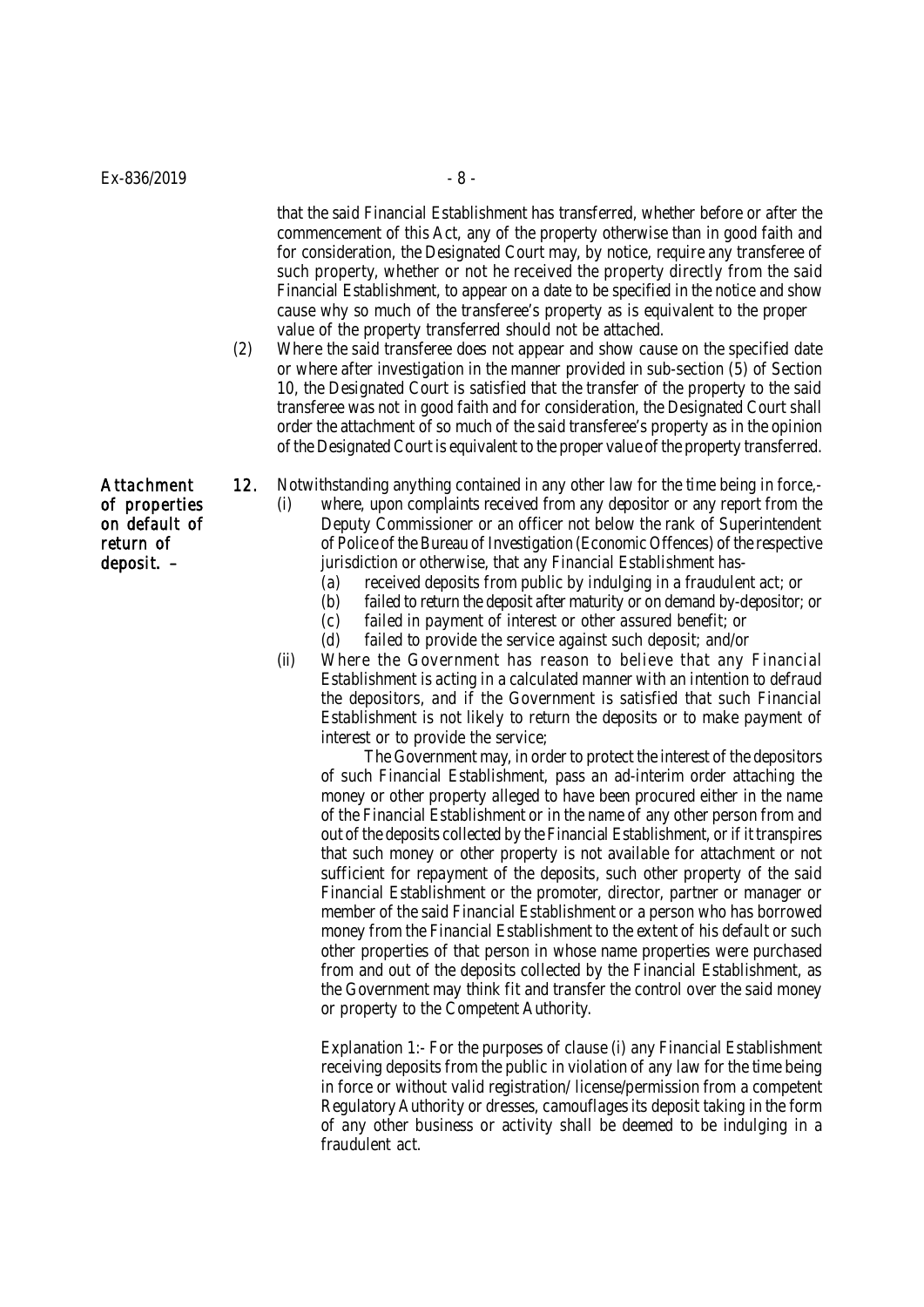that the said Financial Establishment has transferred, whether before or after the commencement of this Act, any of the property otherwise than in good faith and for consideration, the Designated Court may, by notice, require any transferee of such property, whether or not he received the property directly from the said Financial Establishment, to appear on a date to be specified in the notice and show cause why so much of the transferee's property as is equivalent to the proper value of the property transferred should not be attached.

(2) Where the said transferee does not appear and show cause on the specified date or where after investigation in the manner provided in sub-section (5) of Section 10, the Designated Court is satisfied that the transfer of the property to the said transferee was not in good faith and for consideration, the Designated Court shall order the attachment of so much of the said transferee's property as in the opinion of the Designated Court is equivalent to the proper value of the property transferred.

**Attachment of properties on default of return of deposit. –**

**12.** Notwithstanding anything contained in any other law for the time being in force,-

(i) where, upon complaints received from any depositor or any report from the Deputy Commissioner or an officer not below the rank of Superintendent of Police of the Bureau of Investigation (Economic Offences) of the respective jurisdiction or otherwise, that any Financial Establishment has-

(a) received deposits from public by indulging in a fraudulent act; or

(b) failed to return the deposit after maturity or on demand by-depositor; or

(c) failed in payment of interest or other assured benefit; or

(d) failed to provide the service against such deposit; and/or

(ii) Where the Government has reason to believe that any Financial Establishment is acting in a calculated manner with an intention to defraud the depositors, and if the Government is satisfied that such Financial Establishment is not likely to return the deposits or to make payment of interest or to provide the service;

The Government may, in order to protect the interest of the depositors of such Financial Establishment, pass an ad-interim order attaching the money or other property alleged to have been procured either in the name of the Financial Establishment or in the name of any other person from and out of the deposits collected by the Financial Establishment, or if it transpires that such money or other property is not available for attachment or not sufficient for repayment of the deposits, such other property of the said Financial Establishment or the promoter, director, partner or manager or member of the said Financial Establishment or a person who has borrowed money from the Financial Establishment to the extent of his default or such other properties of that person in whose name properties were purchased from and out of the deposits collected by the Financial Establishment, as the Government may think fit and transfer the control over the said money or property to the Competent Authority.

Explanation 1:- For the purposes of clause (i) any Financial Establishment receiving deposits from the public in violation of any law for the time being in force or without valid registration/ license/permission from a competent Regulatory Authority or dresses, camouflages its deposit taking in the form of any other business or activity shall be deemed to be indulging in a fraudulent act.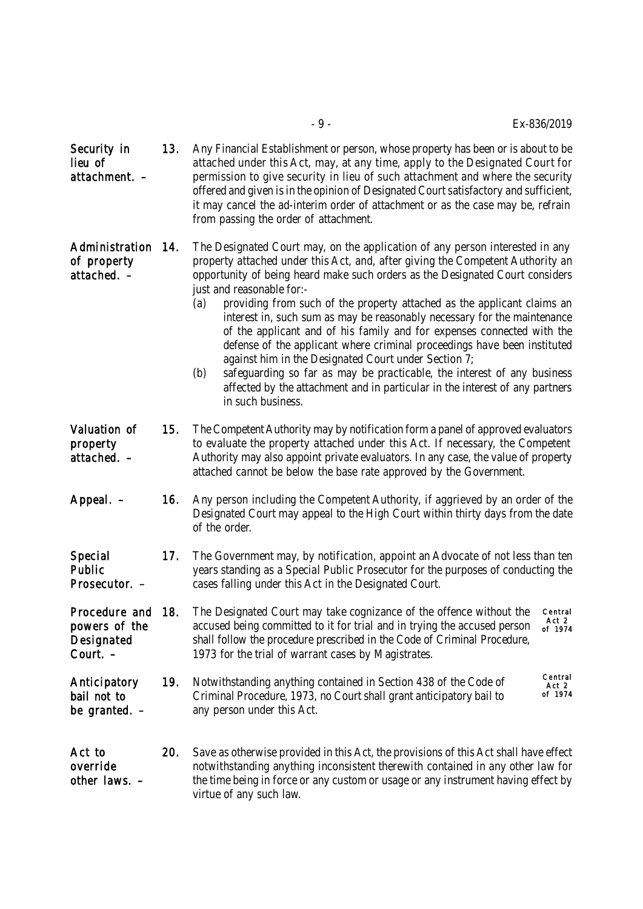**Security in lieu of attachment. –** **13.** Any Financial Establishment or person, whose property has been or is about to be attached under this Act, may, at any time, apply to the Designated Court for permission to give security in lieu of such attachment and where the security offered and given is in the opinion of Designated Court satisfactory and sufficient, it may cancel the ad-interim order of attachment or as the case may be, refrain from passing the order of attachment.

**Administration of property attached. –** **14.** The Designated Court may, on the application of any person interested in any property attached under this Act, and, after giving the Competent Authority an opportunity of being heard make such orders as the Designated Court considers just and reasonable for:-

(a) providing from such of the property attached as the applicant claims an interest in, such sum as may be reasonably necessary for the maintenance of the applicant and of his family and for expenses connected with the defense of the applicant where criminal proceedings have been instituted against him in the Designated Court under Section 7;

(b) safeguarding so far as may be practicable, the interest of any business affected by the attachment and in particular in the interest of any partners in such business.

**Valuation of property attached. –** **15.** The Competent Authority may by notification form a panel of approved evaluators to evaluate the property attached under this Act. If necessary, the Competent Authority may also appoint private evaluators. In any case, the value of property attached cannot be below the base rate approved by the Government.

**Appeal. –** **16.** Any person including the Competent Authority, if aggrieved by an order of the Designated Court may appeal to the High Court within thirty days from the date of the order.

**Special Public Prosecutor. –** **17.** The Government may, by notification, appoint an Advocate of not less than ten years standing as a Special Public Prosecutor for the purposes of conducting the cases falling under this Act in the Designated Court.

**Procedure and powers of the Designated Court. –** **18.** The Designated Court may take cognizance of the offence without the accused being committed to it for trial and in trying the accused person shall follow the procedure prescribed in the Code of Criminal Procedure, 1973 for the trial of warrant cases by Magistrates. *(Central Act 2 of 1974)*

**Anticipatory bail not to be granted. –** **19.** Notwithstanding anything contained in Section 438 of the Code of Criminal Procedure, 1973, no Court shall grant anticipatory bail to any person under this Act. *(Central Act 2 of 1974)*

**Act to override other laws. –** **20.** Save as otherwise provided in this Act, the provisions of this Act shall have effect notwithstanding anything inconsistent therewith contained in any other law for the time being in force or any custom or usage or any instrument having effect by virtue of any such law.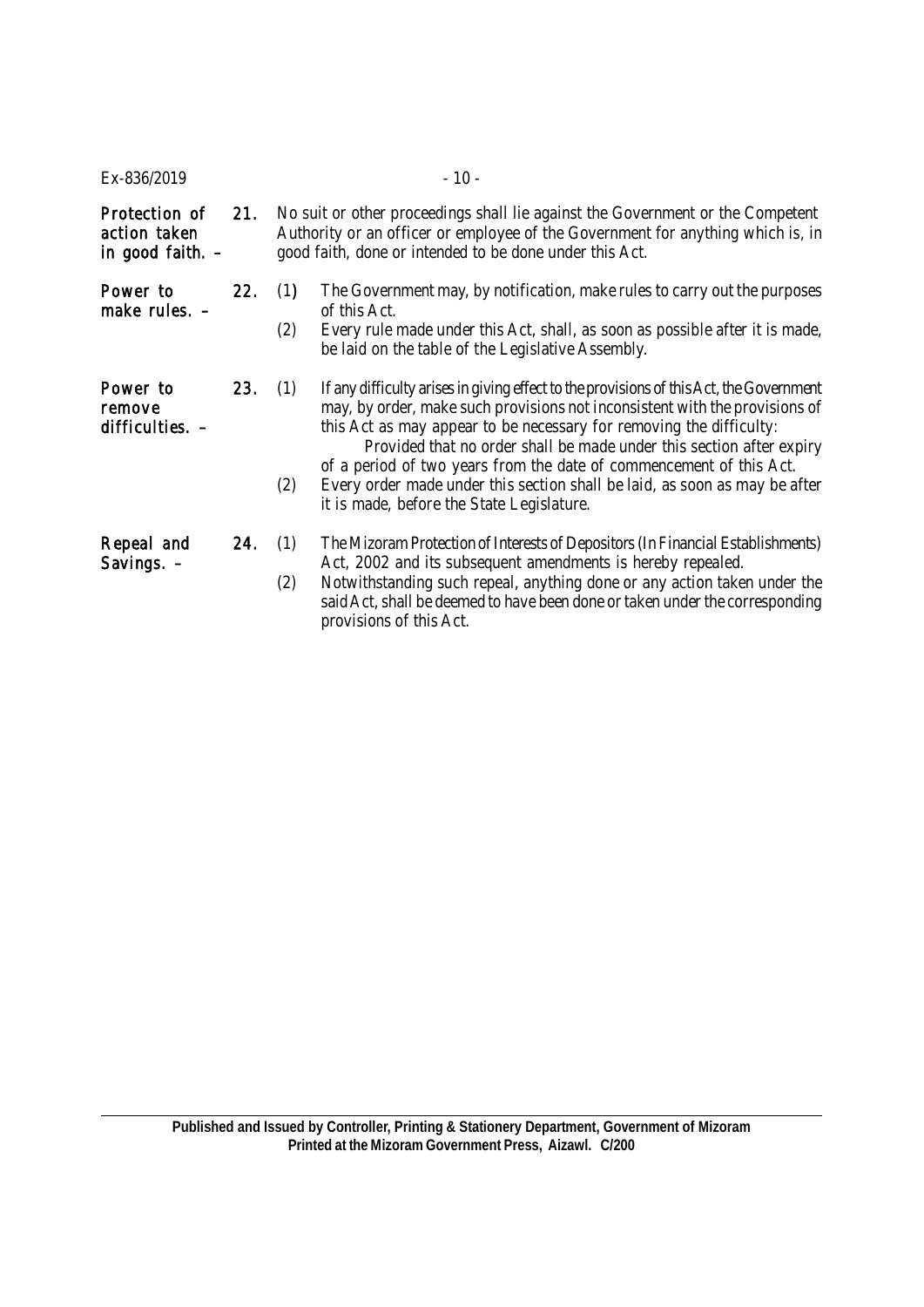**Protection of action taken in good faith. –** **21.** No suit or other proceedings shall lie against the Government or the Competent Authority or an officer or employee of the Government for anything which is, in good faith, done or intended to be done under this Act.

**Power to make rules. –** **22.** (1) The Government may, by notification, make rules to carry out the purposes of this Act.

(2) Every rule made under this Act, shall, as soon as possible after it is made, be laid on the table of the Legislative Assembly.

**Power to remove difficulties. –** **23.** (1) If any difficulty arises in giving effect to the provisions of this Act, the Government may, by order, make such provisions not inconsistent with the provisions of this Act as may appear to be necessary for removing the difficulty:

Provided that no order shall be made under this section after expiry of a period of two years from the date of commencement of this Act.

(2) Every order made under this section shall be laid, as soon as may be after it is made, before the State Legislature.

**Repeal and Savings. –** **24.** (1) The Mizoram Protection of Interests of Depositors (In Financial Establishments) Act, 2002 and its subsequent amendments is hereby repealed.

(2) Notwithstanding such repeal, anything done or any action taken under the said Act, shall be deemed to have been done or taken under the corresponding provisions of this Act.

---

**Published and Issued by Controller, Printing & Stationery Department, Government of Mizoram**
**Printed at the Mizoram Government Press, Aizawl. C/200**